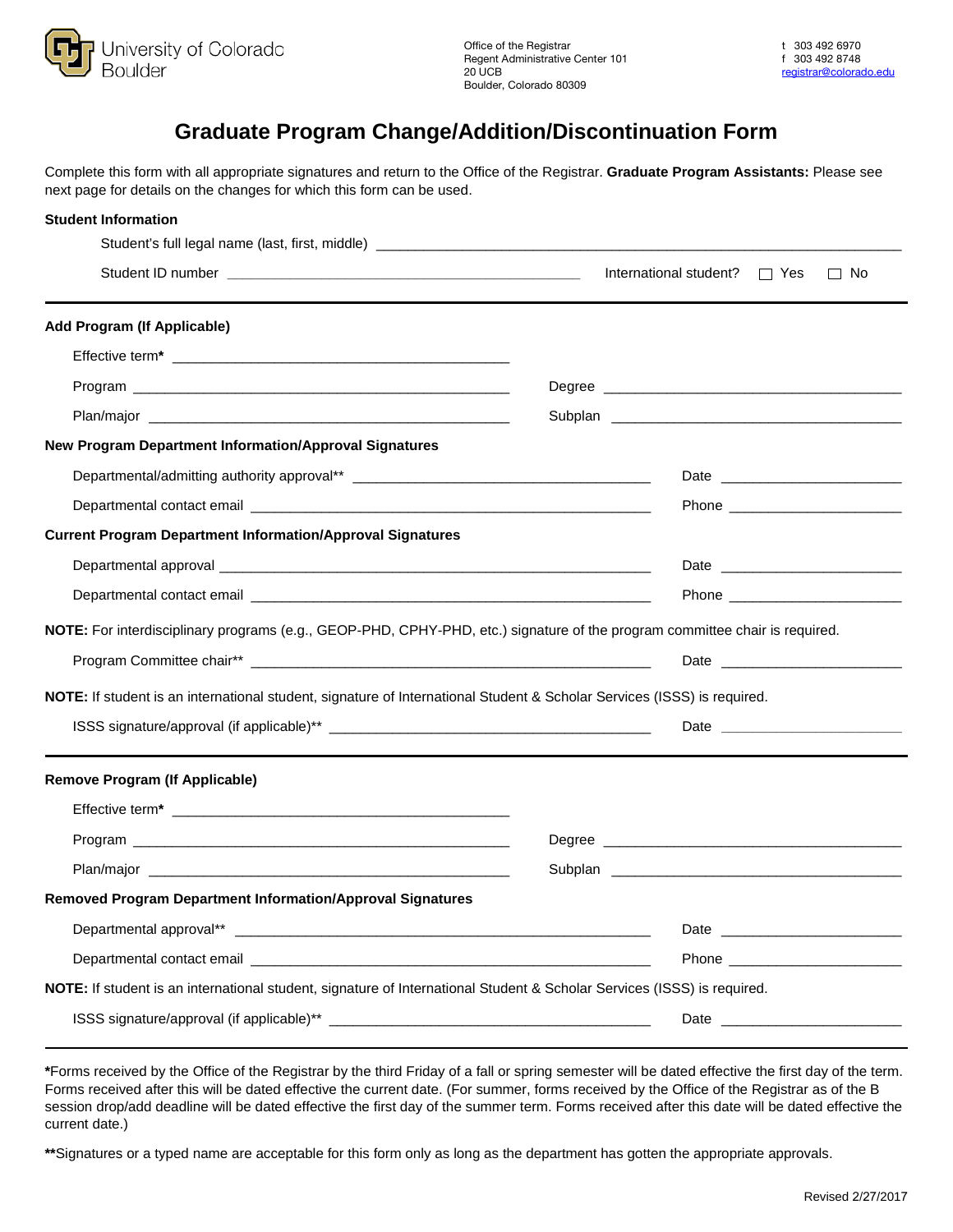University of Colorado Boulder

Office of the Registrar
Regent Administrative Center 101
20 UCB
Boulder, Colorado 80309

t 303 492 6970
f 303 492 8748
registrar@colorado.edu

# Graduate Program Change/Addition/Discontinuation Form

Complete this form with all appropriate signatures and return to the Office of the Registrar. **Graduate Program Assistants:** Please see next page for details on the changes for which this form can be used.

**Student Information**

Student's full legal name (last, first, middle) ___________________________________________

Student ID number ______________________________ International student? ☐ Yes ☐ No

---

**Add Program (If Applicable)**

Effective term* ______________________________

Program ______________________________ Degree ______________________________

Plan/major ______________________________ Subplan ______________________________

**New Program Department Information/Approval Signatures**

Departmental/admitting authority approval** ______________________________ Date ________________

Departmental contact email ______________________________ Phone ________________

**Current Program Department Information/Approval Signatures**

Departmental approval ______________________________ Date ________________

Departmental contact email ______________________________ Phone ________________

**NOTE:** For interdisciplinary programs (e.g., GEOP-PHD, CPHY-PHD, etc.) signature of the program committee chair is required.

Program Committee chair** ______________________________ Date ________________

**NOTE:** If student is an international student, signature of International Student & Scholar Services (ISSS) is required.

ISSS signature/approval (if applicable)** ______________________________ Date ________________

---

**Remove Program (If Applicable)**

Effective term* ______________________________

Program ______________________________ Degree ______________________________

Plan/major ______________________________ Subplan ______________________________

**Removed Program Department Information/Approval Signatures**

Departmental approval** ______________________________ Date ________________

Departmental contact email ______________________________ Phone ________________

**NOTE:** If student is an international student, signature of International Student & Scholar Services (ISSS) is required.

ISSS signature/approval (if applicable)** ______________________________ Date ________________

---

***Forms received by the Office of the Registrar by the third Friday of a fall or spring semester will be dated effective the first day of the term. Forms received after this will be dated effective the current date. (For summer, forms received by the Office of the Registrar as of the B session drop/add deadline will be dated effective the first day of the summer term. Forms received after this date will be dated effective the current date.)

****Signatures or a typed name are acceptable for this form only as long as the department has gotten the appropriate approvals.

Revised 2/27/2017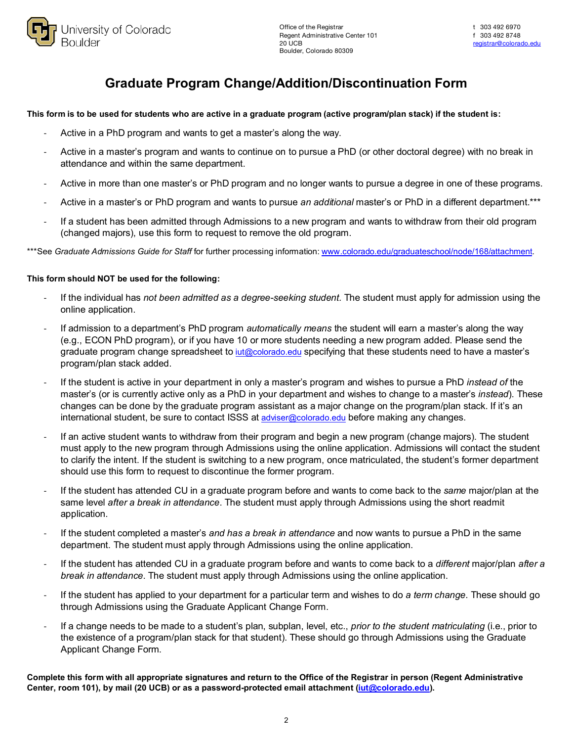University of Colorado Boulder

Office of the Registrar
Regent Administrative Center 101
20 UCB
Boulder, Colorado 80309

t 303 492 6970
f 303 492 8748
registrar@colorado.edu

# Graduate Program Change/Addition/Discontinuation Form

**This form is to be used for students who are active in a graduate program (active program/plan stack) if the student is:**

- Active in a PhD program and wants to get a master's along the way.
- Active in a master's program and wants to continue on to pursue a PhD (or other doctoral degree) with no break in attendance and within the same department.
- Active in more than one master's or PhD program and no longer wants to pursue a degree in one of these programs.
- Active in a master's or PhD program and wants to pursue *an additional* master's or PhD in a different department.***
- If a student has been admitted through Admissions to a new program and wants to withdraw from their old program (changed majors), use this form to request to remove the old program.

***See *Graduate Admissions Guide for Staff* for further processing information: www.colorado.edu/graduateschool/node/168/attachment.

**This form should NOT be used for the following:**

- If the individual has *not been admitted as a degree-seeking student.* The student must apply for admission using the online application.
- If admission to a department's PhD program *automatically means* the student will earn a master's along the way (e.g., ECON PhD program), or if you have 10 or more students needing a new program added. Please send the graduate program change spreadsheet to iut@colorado.edu specifying that these students need to have a master's program/plan stack added.
- If the student is active in your department in only a master's program and wishes to pursue a PhD *instead of* the master's (or is currently active only as a PhD in your department and wishes to change to a master's *instead*). These changes can be done by the graduate program assistant as a major change on the program/plan stack. If it's an international student, be sure to contact ISSS at adviser@colorado.edu before making any changes.
- If an active student wants to withdraw from their program and begin a new program (change majors). The student must apply to the new program through Admissions using the online application. Admissions will contact the student to clarify the intent. If the student is switching to a new program, once matriculated, the student's former department should use this form to request to discontinue the former program.
- If the student has attended CU in a graduate program before and wants to come back to the *same* major/plan at the same level *after a break in attendance*. The student must apply through Admissions using the short readmit application.
- If the student completed a master's *and has a break in attendance* and now wants to pursue a PhD in the same department. The student must apply through Admissions using the online application.
- If the student has attended CU in a graduate program before and wants to come back to a *different* major/plan *after a break in attendance*. The student must apply through Admissions using the online application.
- If the student has applied to your department for a particular term and wishes to do *a term change*. These should go through Admissions using the Graduate Applicant Change Form.
- If a change needs to be made to a student's plan, subplan, level, etc., *prior to the student matriculating* (i.e., prior to the existence of a program/plan stack for that student). These should go through Admissions using the Graduate Applicant Change Form.

**Complete this form with all appropriate signatures and return to the Office of the Registrar in person (Regent Administrative Center, room 101), by mail (20 UCB) or as a password-protected email attachment (iut@colorado.edu).**